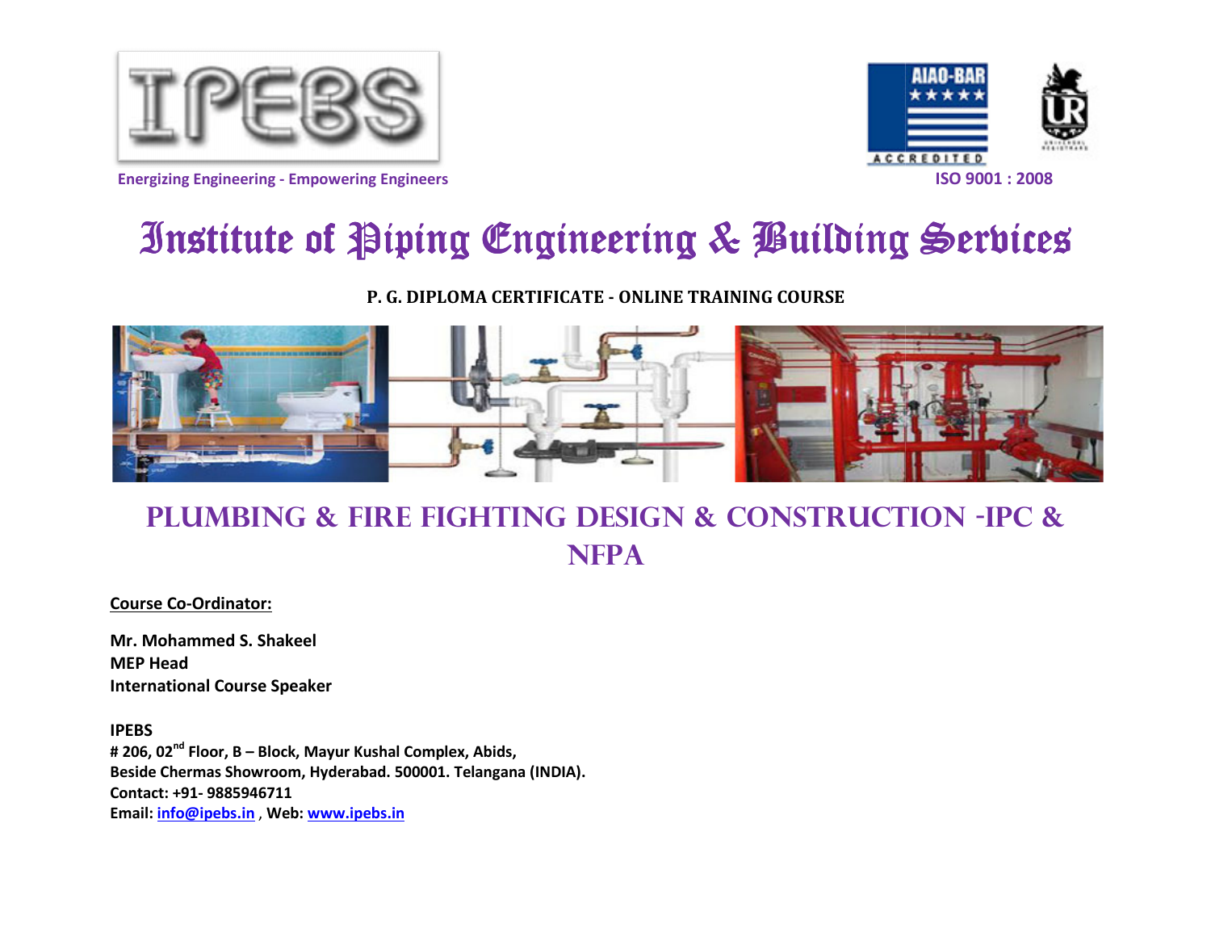IPEBS

Energizing Engineering - Empowering Engineers

AIAO-BAR ACCREDITED

ISO 9001 : 2008

# Institute of Piping Engineering & Building Services

**P. G. DIPLOMA CERTIFICATE - ONLINE TRAINING COURSE**

## PLUMBING & FIRE FIGHTING DESIGN & CONSTRUCTION -IPC & NFPA

**Course Co-Ordinator:**

**Mr. Mohammed S. Shakeel**
**MEP Head**
**International Course Speaker**

**IPEBS**
**# 206, 02nd Floor, B – Block, Mayur Kushal Complex, Abids,**
**Beside Chermas Showroom, Hyderabad. 500001. Telangana (INDIA).**
**Contact: +91- 9885946711**
**Email: info@ipebs.in , Web: www.ipebs.in**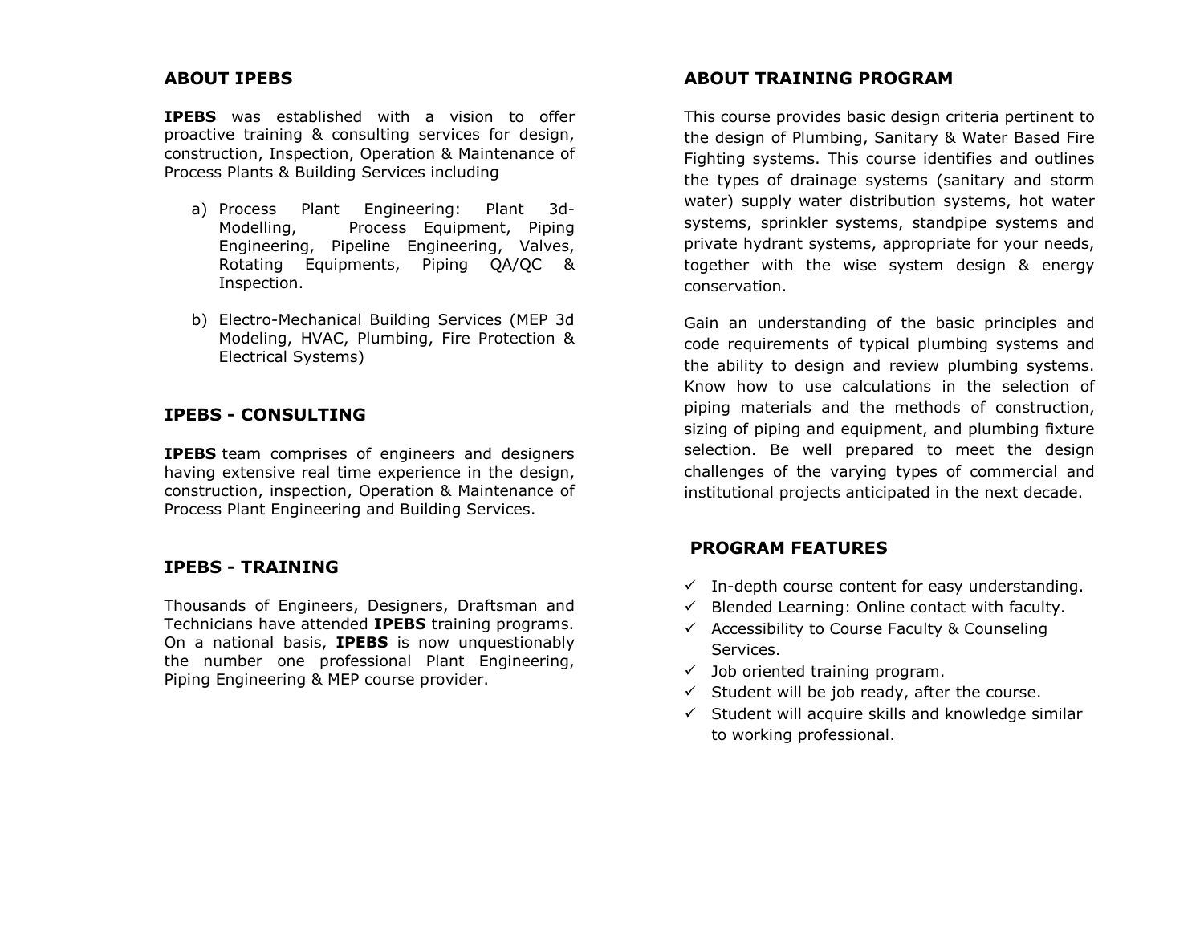## ABOUT IPEBS

**IPEBS** was established with a vision to offer proactive training & consulting services for design, construction, Inspection, Operation & Maintenance of Process Plants & Building Services including

a) Process Plant Engineering: Plant 3d-Modelling, Process Equipment, Piping Engineering, Pipeline Engineering, Valves, Rotating Equipments, Piping QA/QC & Inspection.

b) Electro-Mechanical Building Services (MEP 3d Modeling, HVAC, Plumbing, Fire Protection & Electrical Systems)

## IPEBS - CONSULTING

**IPEBS** team comprises of engineers and designers having extensive real time experience in the design, construction, inspection, Operation & Maintenance of Process Plant Engineering and Building Services.

## IPEBS - TRAINING

Thousands of Engineers, Designers, Draftsman and Technicians have attended **IPEBS** training programs. On a national basis, **IPEBS** is now unquestionably the number one professional Plant Engineering, Piping Engineering & MEP course provider.

## ABOUT TRAINING PROGRAM

This course provides basic design criteria pertinent to the design of Plumbing, Sanitary & Water Based Fire Fighting systems. This course identifies and outlines the types of drainage systems (sanitary and storm water) supply water distribution systems, hot water systems, sprinkler systems, standpipe systems and private hydrant systems, appropriate for your needs, together with the wise system design & energy conservation.

Gain an understanding of the basic principles and code requirements of typical plumbing systems and the ability to design and review plumbing systems. Know how to use calculations in the selection of piping materials and the methods of construction, sizing of piping and equipment, and plumbing fixture selection. Be well prepared to meet the design challenges of the varying types of commercial and institutional projects anticipated in the next decade.

## PROGRAM FEATURES

- ✓ In-depth course content for easy understanding.
- ✓ Blended Learning: Online contact with faculty.
- ✓ Accessibility to Course Faculty & Counseling Services.
- ✓ Job oriented training program.
- ✓ Student will be job ready, after the course.
- ✓ Student will acquire skills and knowledge similar to working professional.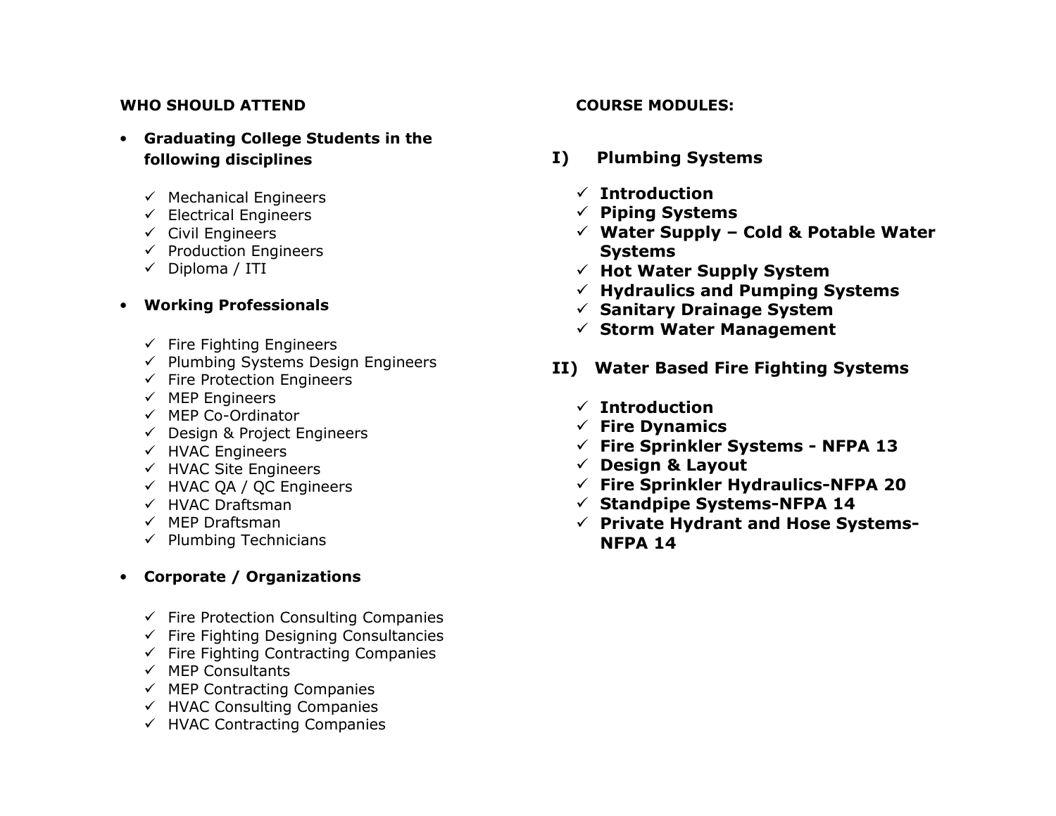## WHO SHOULD ATTEND

- **Graduating College Students in the following disciplines**
  - ✓ Mechanical Engineers
  - ✓ Electrical Engineers
  - ✓ Civil Engineers
  - ✓ Production Engineers
  - ✓ Diploma / ITI

- **Working Professionals**
  - ✓ Fire Fighting Engineers
  - ✓ Plumbing Systems Design Engineers
  - ✓ Fire Protection Engineers
  - ✓ MEP Engineers
  - ✓ MEP Co-Ordinator
  - ✓ Design & Project Engineers
  - ✓ HVAC Engineers
  - ✓ HVAC Site Engineers
  - ✓ HVAC QA / QC Engineers
  - ✓ HVAC Draftsman
  - ✓ MEP Draftsman
  - ✓ Plumbing Technicians

- **Corporate / Organizations**
  - ✓ Fire Protection Consulting Companies
  - ✓ Fire Fighting Designing Consultancies
  - ✓ Fire Fighting Contracting Companies
  - ✓ MEP Consultants
  - ✓ MEP Contracting Companies
  - ✓ HVAC Consulting Companies
  - ✓ HVAC Contracting Companies

## COURSE MODULES:

### I) Plumbing Systems

- ✓ **Introduction**
- ✓ **Piping Systems**
- ✓ **Water Supply – Cold & Potable Water Systems**
- ✓ **Hot Water Supply System**
- ✓ **Hydraulics and Pumping Systems**
- ✓ **Sanitary Drainage System**
- ✓ **Storm Water Management**

### II) Water Based Fire Fighting Systems

- ✓ **Introduction**
- ✓ **Fire Dynamics**
- ✓ **Fire Sprinkler Systems - NFPA 13**
- ✓ **Design & Layout**
- ✓ **Fire Sprinkler Hydraulics-NFPA 20**
- ✓ **Standpipe Systems-NFPA 14**
- ✓ **Private Hydrant and Hose Systems-NFPA 14**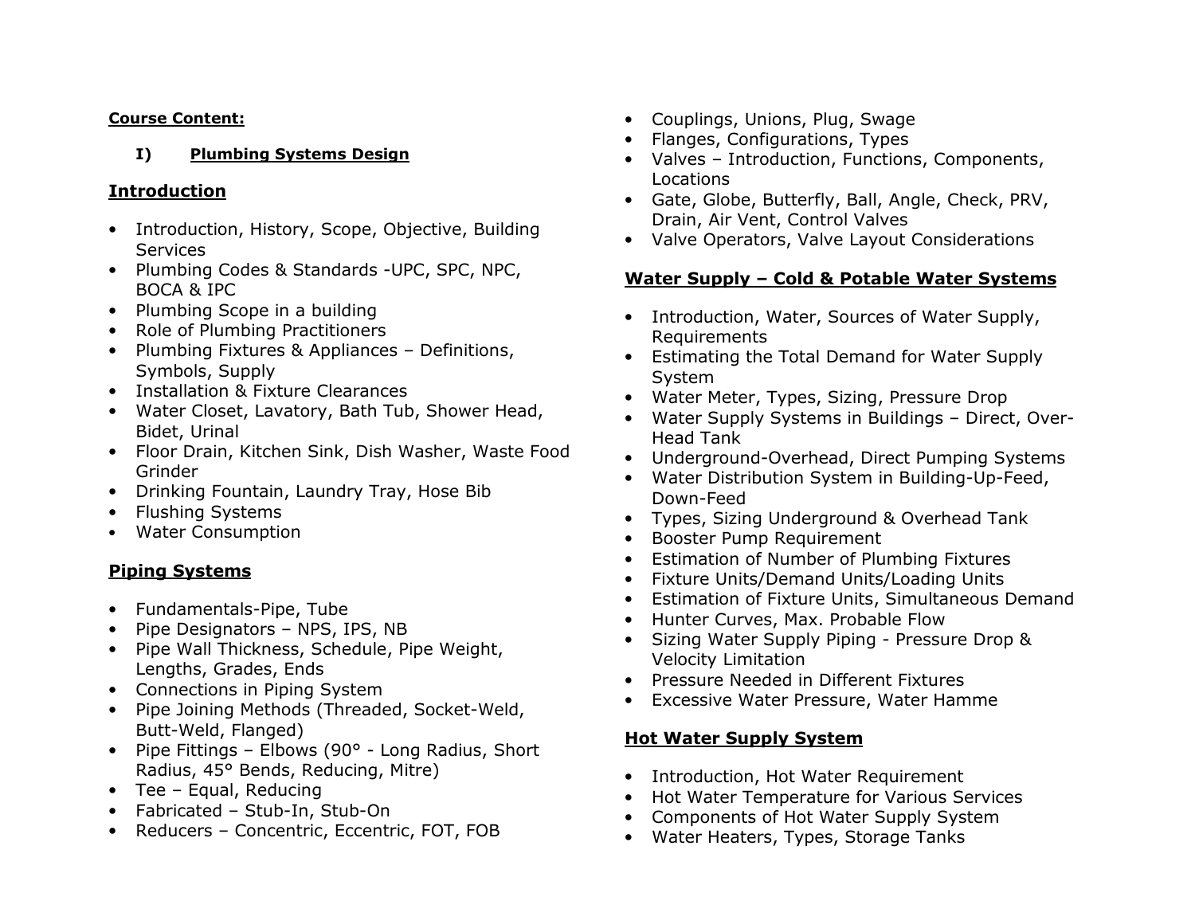**Course Content:**

## I) Plumbing Systems Design

### Introduction

- Introduction, History, Scope, Objective, Building Services
- Plumbing Codes & Standards -UPC, SPC, NPC, BOCA & IPC
- Plumbing Scope in a building
- Role of Plumbing Practitioners
- Plumbing Fixtures & Appliances – Definitions, Symbols, Supply
- Installation & Fixture Clearances
- Water Closet, Lavatory, Bath Tub, Shower Head, Bidet, Urinal
- Floor Drain, Kitchen Sink, Dish Washer, Waste Food Grinder
- Drinking Fountain, Laundry Tray, Hose Bib
- Flushing Systems
- Water Consumption

### Piping Systems

- Fundamentals-Pipe, Tube
- Pipe Designators – NPS, IPS, NB
- Pipe Wall Thickness, Schedule, Pipe Weight, Lengths, Grades, Ends
- Connections in Piping System
- Pipe Joining Methods (Threaded, Socket-Weld, Butt-Weld, Flanged)
- Pipe Fittings – Elbows (90° - Long Radius, Short Radius, 45° Bends, Reducing, Mitre)
- Tee – Equal, Reducing
- Fabricated – Stub-In, Stub-On
- Reducers – Concentric, Eccentric, FOT, FOB
- Couplings, Unions, Plug, Swage
- Flanges, Configurations, Types
- Valves – Introduction, Functions, Components, Locations
- Gate, Globe, Butterfly, Ball, Angle, Check, PRV, Drain, Air Vent, Control Valves
- Valve Operators, Valve Layout Considerations

### Water Supply – Cold & Potable Water Systems

- Introduction, Water, Sources of Water Supply, Requirements
- Estimating the Total Demand for Water Supply System
- Water Meter, Types, Sizing, Pressure Drop
- Water Supply Systems in Buildings – Direct, Over-Head Tank
- Underground-Overhead, Direct Pumping Systems
- Water Distribution System in Building-Up-Feed, Down-Feed
- Types, Sizing Underground & Overhead Tank
- Booster Pump Requirement
- Estimation of Number of Plumbing Fixtures
- Fixture Units/Demand Units/Loading Units
- Estimation of Fixture Units, Simultaneous Demand
- Hunter Curves, Max. Probable Flow
- Sizing Water Supply Piping - Pressure Drop & Velocity Limitation
- Pressure Needed in Different Fixtures
- Excessive Water Pressure, Water Hamme

### Hot Water Supply System

- Introduction, Hot Water Requirement
- Hot Water Temperature for Various Services
- Components of Hot Water Supply System
- Water Heaters, Types, Storage Tanks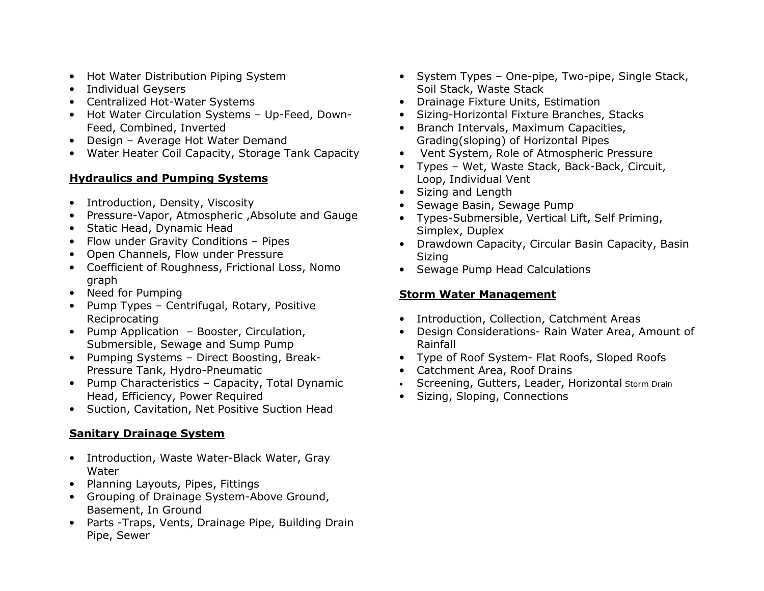- Hot Water Distribution Piping System
- Individual Geysers
- Centralized Hot-Water Systems
- Hot Water Circulation Systems – Up-Feed, Down-Feed, Combined, Inverted
- Design – Average Hot Water Demand
- Water Heater Coil Capacity, Storage Tank Capacity

**Hydraulics and Pumping Systems**

- Introduction, Density, Viscosity
- Pressure-Vapor, Atmospheric ,Absolute and Gauge
- Static Head, Dynamic Head
- Flow under Gravity Conditions – Pipes
- Open Channels, Flow under Pressure
- Coefficient of Roughness, Frictional Loss, Nomo graph
- Need for Pumping
- Pump Types – Centrifugal, Rotary, Positive Reciprocating
- Pump Application – Booster, Circulation, Submersible, Sewage and Sump Pump
- Pumping Systems – Direct Boosting, Break-Pressure Tank, Hydro-Pneumatic
- Pump Characteristics – Capacity, Total Dynamic Head, Efficiency, Power Required
- Suction, Cavitation, Net Positive Suction Head

**Sanitary Drainage System**

- Introduction, Waste Water-Black Water, Gray Water
- Planning Layouts, Pipes, Fittings
- Grouping of Drainage System-Above Ground, Basement, In Ground
- Parts -Traps, Vents, Drainage Pipe, Building Drain Pipe, Sewer
- System Types – One-pipe, Two-pipe, Single Stack, Soil Stack, Waste Stack
- Drainage Fixture Units, Estimation
- Sizing-Horizontal Fixture Branches, Stacks
- Branch Intervals, Maximum Capacities, Grading(sloping) of Horizontal Pipes
- Vent System, Role of Atmospheric Pressure
- Types – Wet, Waste Stack, Back-Back, Circuit, Loop, Individual Vent
- Sizing and Length
- Sewage Basin, Sewage Pump
- Types-Submersible, Vertical Lift, Self Priming, Simplex, Duplex
- Drawdown Capacity, Circular Basin Capacity, Basin Sizing
- Sewage Pump Head Calculations

**Storm Water Management**

- Introduction, Collection, Catchment Areas
- Design Considerations- Rain Water Area, Amount of Rainfall
- Type of Roof System- Flat Roofs, Sloped Roofs
- Catchment Area, Roof Drains
- Screening, Gutters, Leader, Horizontal Storm Drain
- Sizing, Sloping, Connections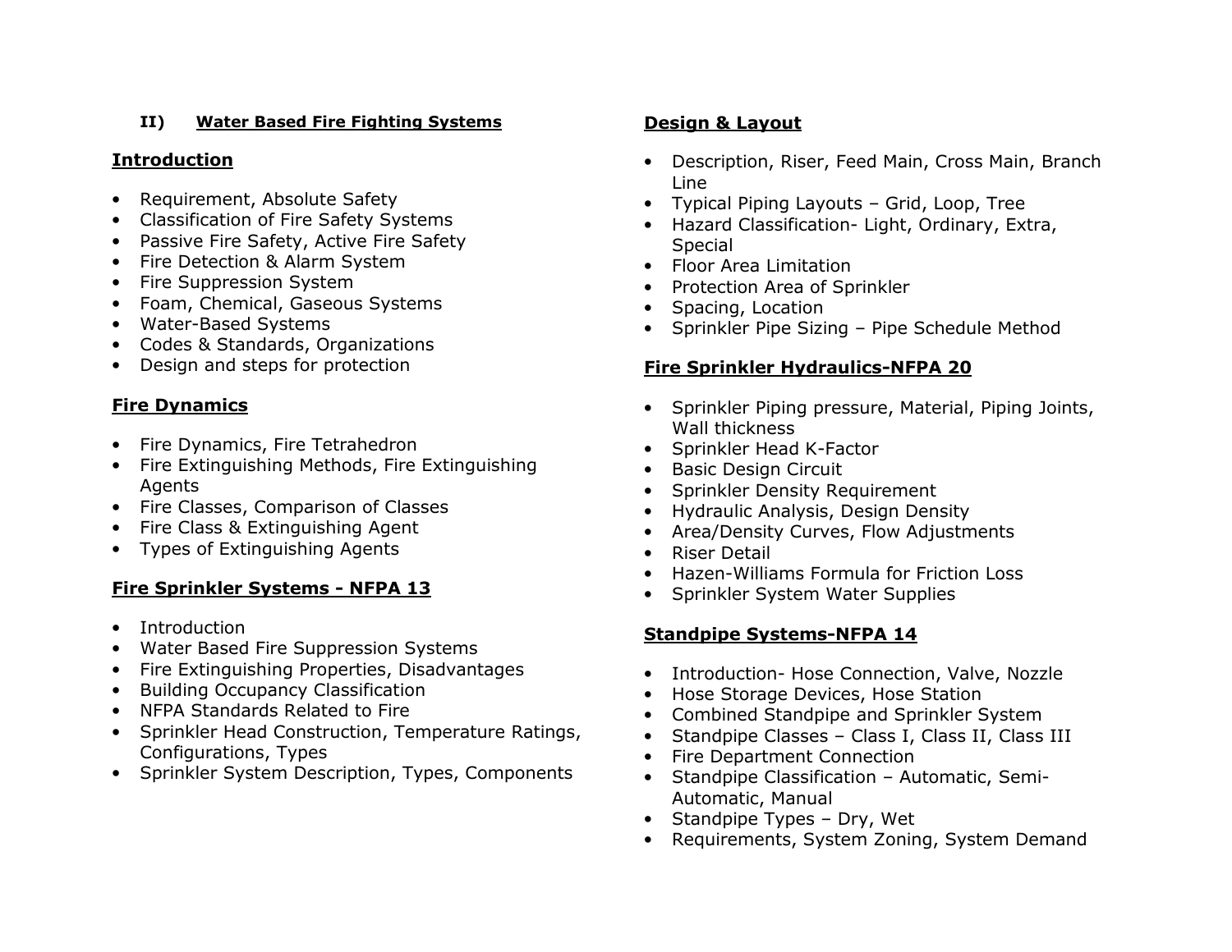## II) Water Based Fire Fighting Systems

### Introduction

- Requirement, Absolute Safety
- Classification of Fire Safety Systems
- Passive Fire Safety, Active Fire Safety
- Fire Detection & Alarm System
- Fire Suppression System
- Foam, Chemical, Gaseous Systems
- Water-Based Systems
- Codes & Standards, Organizations
- Design and steps for protection

### Fire Dynamics

- Fire Dynamics, Fire Tetrahedron
- Fire Extinguishing Methods, Fire Extinguishing Agents
- Fire Classes, Comparison of Classes
- Fire Class & Extinguishing Agent
- Types of Extinguishing Agents

### Fire Sprinkler Systems - NFPA 13

- Introduction
- Water Based Fire Suppression Systems
- Fire Extinguishing Properties, Disadvantages
- Building Occupancy Classification
- NFPA Standards Related to Fire
- Sprinkler Head Construction, Temperature Ratings, Configurations, Types
- Sprinkler System Description, Types, Components

### Design & Layout

- Description, Riser, Feed Main, Cross Main, Branch Line
- Typical Piping Layouts – Grid, Loop, Tree
- Hazard Classification- Light, Ordinary, Extra, Special
- Floor Area Limitation
- Protection Area of Sprinkler
- Spacing, Location
- Sprinkler Pipe Sizing – Pipe Schedule Method

### Fire Sprinkler Hydraulics-NFPA 20

- Sprinkler Piping pressure, Material, Piping Joints, Wall thickness
- Sprinkler Head K-Factor
- Basic Design Circuit
- Sprinkler Density Requirement
- Hydraulic Analysis, Design Density
- Area/Density Curves, Flow Adjustments
- Riser Detail
- Hazen-Williams Formula for Friction Loss
- Sprinkler System Water Supplies

### Standpipe Systems-NFPA 14

- Introduction- Hose Connection, Valve, Nozzle
- Hose Storage Devices, Hose Station
- Combined Standpipe and Sprinkler System
- Standpipe Classes – Class I, Class II, Class III
- Fire Department Connection
- Standpipe Classification – Automatic, Semi-Automatic, Manual
- Standpipe Types – Dry, Wet
- Requirements, System Zoning, System Demand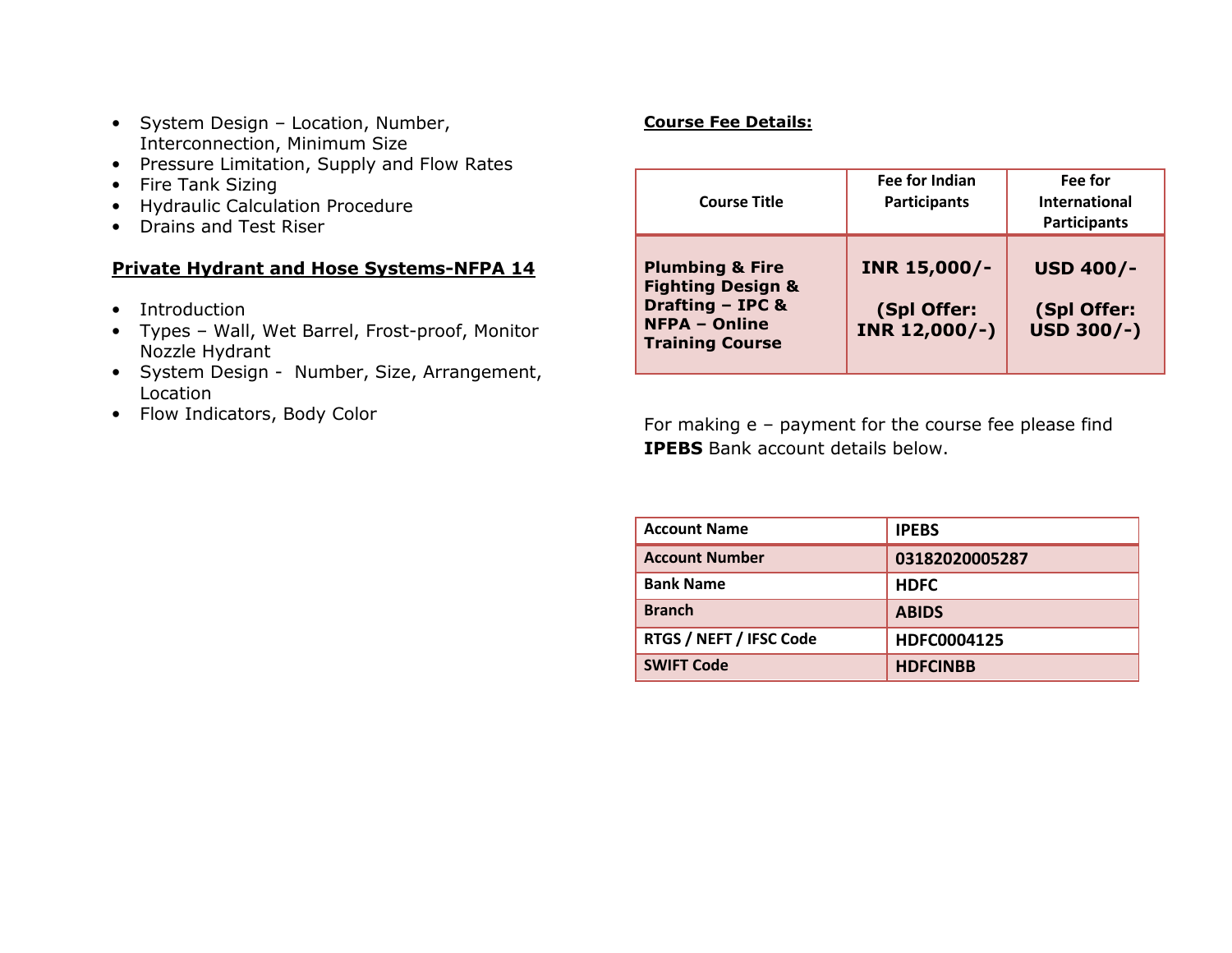- System Design – Location, Number, Interconnection, Minimum Size
- Pressure Limitation, Supply and Flow Rates
- Fire Tank Sizing
- Hydraulic Calculation Procedure
- Drains and Test Riser

## Private Hydrant and Hose Systems-NFPA 14

- Introduction
- Types – Wall, Wet Barrel, Frost-proof, Monitor Nozzle Hydrant
- System Design - Number, Size, Arrangement, Location
- Flow Indicators, Body Color

## Course Fee Details:

| Course Title | Fee for Indian Participants | Fee for International Participants |
| --- | --- | --- |
| **Plumbing & Fire Fighting Design & Drafting – IPC & NFPA – Online Training Course** | **INR 15,000/-**<br><br>**(Spl Offer: INR 12,000/-)** | **USD 400/-**<br><br>**(Spl Offer: USD 300/-)** |

For making e – payment for the course fee please find **IPEBS** Bank account details below.

| Account Name | IPEBS |
| --- | --- |
| Account Number | 03182020005287 |
| Bank Name | HDFC |
| Branch | ABIDS |
| RTGS / NEFT / IFSC Code | HDFC0004125 |
| SWIFT Code | HDFCINBB |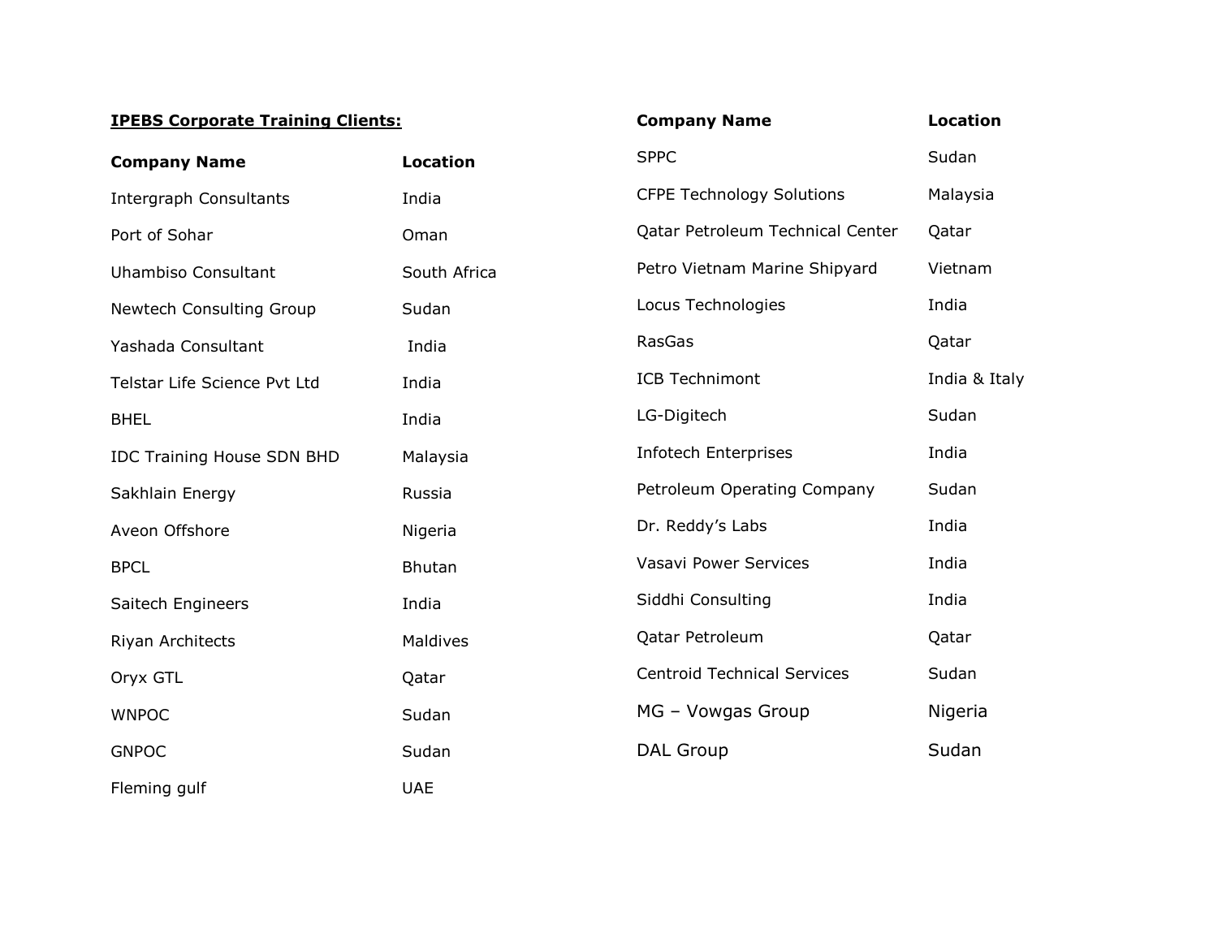**IPEBS Corporate Training Clients:**

| Company Name | Location |
|---|---|
| Intergraph Consultants | India |
| Port of Sohar | Oman |
| Uhambiso Consultant | South Africa |
| Newtech Consulting Group | Sudan |
| Yashada Consultant | India |
| Telstar Life Science Pvt Ltd | India |
| BHEL | India |
| IDC Training House SDN BHD | Malaysia |
| Sakhlain Energy | Russia |
| Aveon Offshore | Nigeria |
| BPCL | Bhutan |
| Saitech Engineers | India |
| Riyan Architects | Maldives |
| Oryx GTL | Qatar |
| WNPOC | Sudan |
| GNPOC | Sudan |
| Fleming gulf | UAE |

| Company Name | Location |
|---|---|
| SPPC | Sudan |
| CFPE Technology Solutions | Malaysia |
| Qatar Petroleum Technical Center | Qatar |
| Petro Vietnam Marine Shipyard | Vietnam |
| Locus Technologies | India |
| RasGas | Qatar |
| ICB Technimont | India & Italy |
| LG-Digitech | Sudan |
| Infotech Enterprises | India |
| Petroleum Operating Company | Sudan |
| Dr. Reddy's Labs | India |
| Vasavi Power Services | India |
| Siddhi Consulting | India |
| Qatar Petroleum | Qatar |
| Centroid Technical Services | Sudan |
| MG – Vowgas Group | Nigeria |
| DAL Group | Sudan |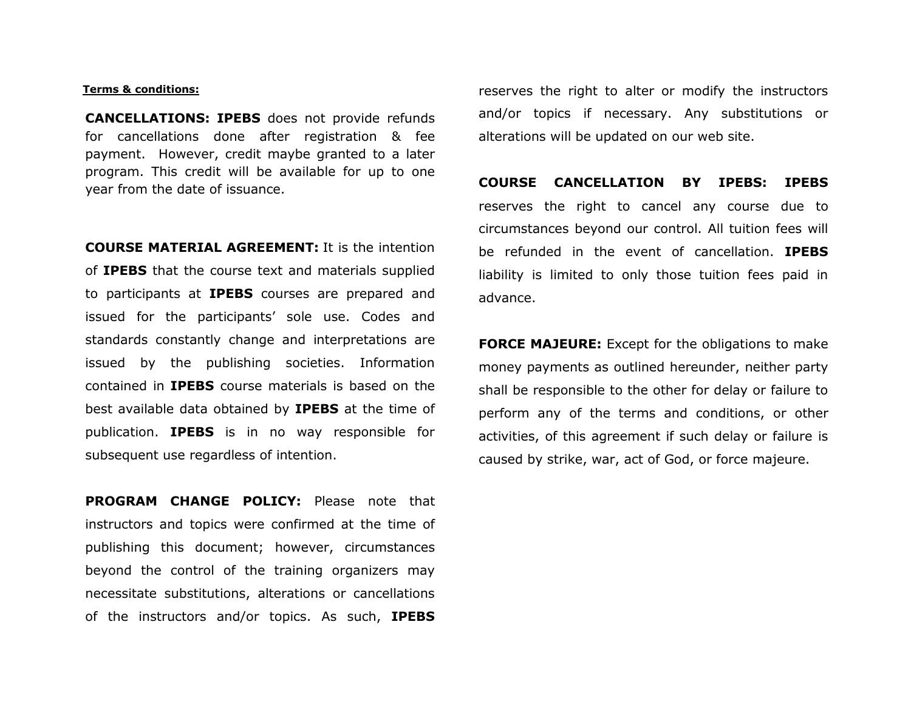**Terms & conditions:**

**CANCELLATIONS: IPEBS** does not provide refunds for cancellations done after registration & fee payment. However, credit maybe granted to a later program. This credit will be available for up to one year from the date of issuance.

**COURSE MATERIAL AGREEMENT:** It is the intention of **IPEBS** that the course text and materials supplied to participants at **IPEBS** courses are prepared and issued for the participants' sole use. Codes and standards constantly change and interpretations are issued by the publishing societies. Information contained in **IPEBS** course materials is based on the best available data obtained by **IPEBS** at the time of publication. **IPEBS** is in no way responsible for subsequent use regardless of intention.

**PROGRAM CHANGE POLICY:** Please note that instructors and topics were confirmed at the time of publishing this document; however, circumstances beyond the control of the training organizers may necessitate substitutions, alterations or cancellations of the instructors and/or topics. As such, **IPEBS** reserves the right to alter or modify the instructors and/or topics if necessary. Any substitutions or alterations will be updated on our web site.

**COURSE CANCELLATION BY IPEBS: IPEBS** reserves the right to cancel any course due to circumstances beyond our control. All tuition fees will be refunded in the event of cancellation. **IPEBS** liability is limited to only those tuition fees paid in advance.

**FORCE MAJEURE:** Except for the obligations to make money payments as outlined hereunder, neither party shall be responsible to the other for delay or failure to perform any of the terms and conditions, or other activities, of this agreement if such delay or failure is caused by strike, war, act of God, or force majeure.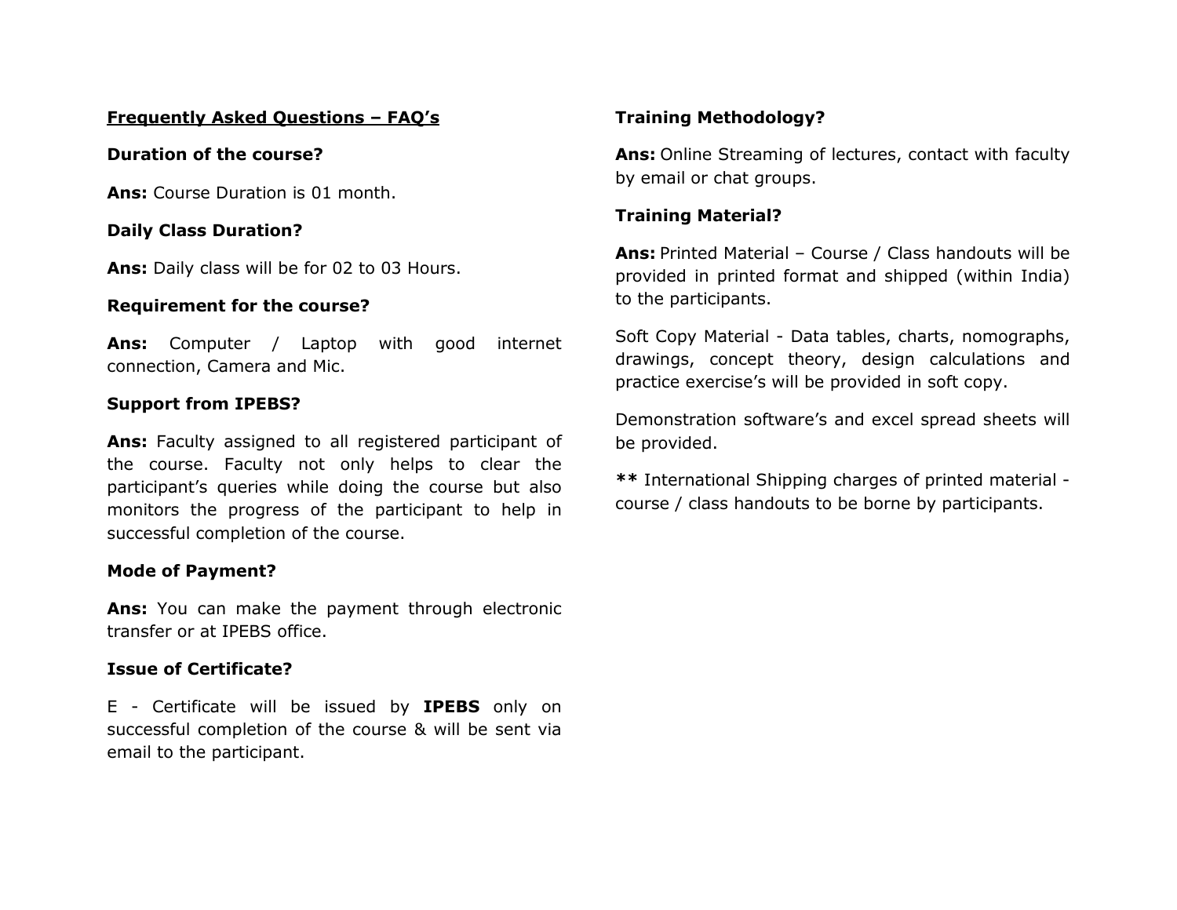## Frequently Asked Questions – FAQ's

**Duration of the course?**

**Ans:** Course Duration is 01 month.

**Daily Class Duration?**

**Ans:** Daily class will be for 02 to 03 Hours.

**Requirement for the course?**

**Ans:** Computer / Laptop with good internet connection, Camera and Mic.

**Support from IPEBS?**

**Ans:** Faculty assigned to all registered participant of the course. Faculty not only helps to clear the participant's queries while doing the course but also monitors the progress of the participant to help in successful completion of the course.

**Mode of Payment?**

**Ans:** You can make the payment through electronic transfer or at IPEBS office.

**Issue of Certificate?**

E - Certificate will be issued by **IPEBS** only on successful completion of the course & will be sent via email to the participant.

**Training Methodology?**

**Ans:** Online Streaming of lectures, contact with faculty by email or chat groups.

**Training Material?**

**Ans:** Printed Material – Course / Class handouts will be provided in printed format and shipped (within India) to the participants.

Soft Copy Material - Data tables, charts, nomographs, drawings, concept theory, design calculations and practice exercise's will be provided in soft copy.

Demonstration software's and excel spread sheets will be provided.

**\*\*** International Shipping charges of printed material - course / class handouts to be borne by participants.